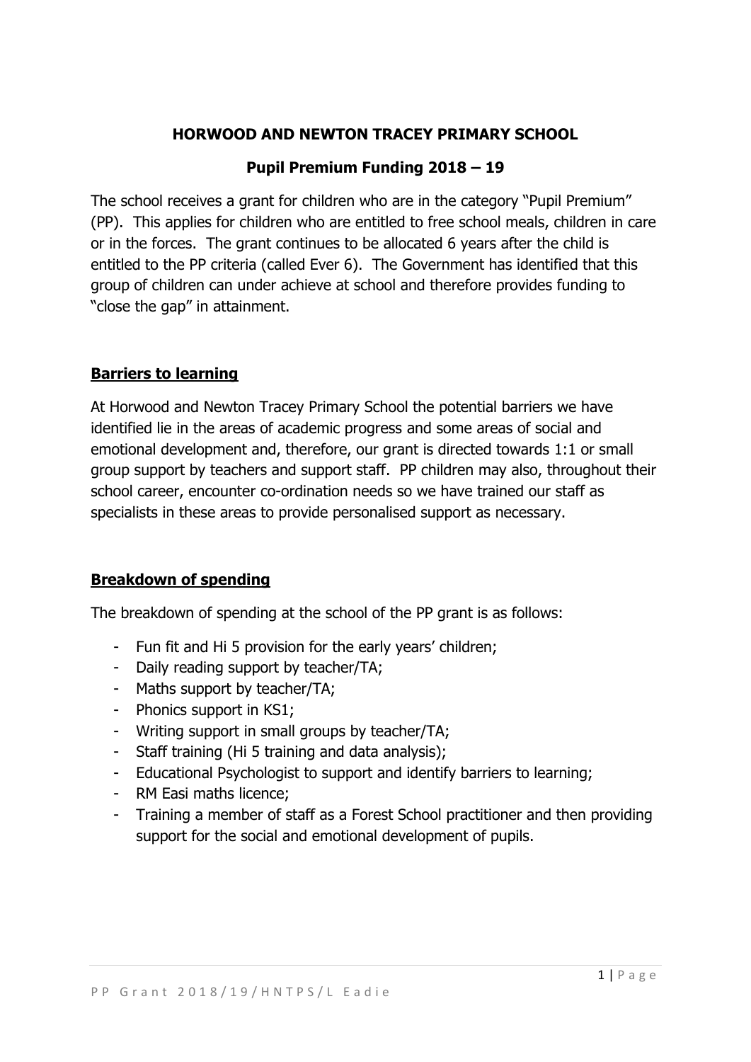# HORWOOD AND NEWTON TRACEY PRIMARY SCHOOL

## Pupil Premium Funding 2018 – 19

The school receives a grant for children who are in the category "Pupil Premium" (PP). This applies for children who are entitled to free school meals, children in care or in the forces. The grant continues to be allocated 6 years after the child is entitled to the PP criteria (called Ever 6). The Government has identified that this group of children can under achieve at school and therefore provides funding to "close the gap" in attainment.

### Barriers to learning

At Horwood and Newton Tracey Primary School the potential barriers we have identified lie in the areas of academic progress and some areas of social and emotional development and, therefore, our grant is directed towards 1:1 or small group support by teachers and support staff. PP children may also, throughout their school career, encounter co-ordination needs so we have trained our staff as specialists in these areas to provide personalised support as necessary.

### Breakdown of spending

The breakdown of spending at the school of the PP grant is as follows:

- Fun fit and Hi 5 provision for the early years' children;
- Daily reading support by teacher/TA;
- Maths support by teacher/TA;
- Phonics support in KS1;
- Writing support in small groups by teacher/TA;
- Staff training (Hi 5 training and data analysis);
- Educational Psychologist to support and identify barriers to learning;
- RM Easi maths licence;
- Training a member of staff as a Forest School practitioner and then providing support for the social and emotional development of pupils.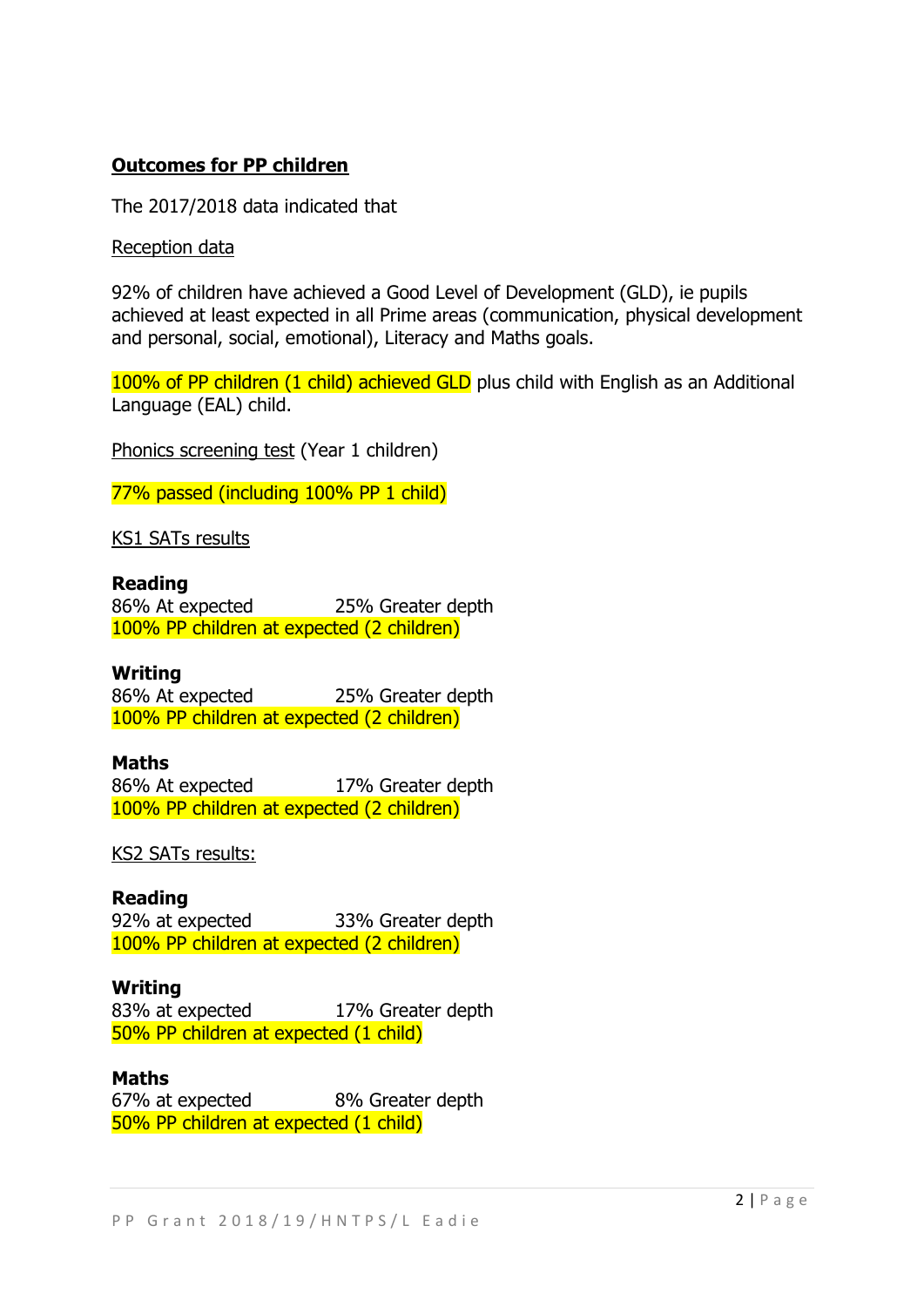**<u>Outcomes for PP children</u>**

The 2017/2018 data indicated that

<u>Reception data</u>

92% of children have achieved a Good Level of Development (GLD), ie pupils achieved at least expected in all Prime areas (communication, physical development and personal, social, emotional), Literacy and Maths goals.

100% of PP children (1 child) achieved GLD plus child with English as an Additional Language (EAL) child.

<u>Phonics screening test</u> (Year 1 children)

77% passed (including 100% PP 1 child)

<u>KS1 SATs results</u>

**Reading**
86% At expected 25% Greater depth
100% PP children at expected (2 children)

**Writing**
86% At expected 25% Greater depth
100% PP children at expected (2 children)

**Maths**
86% At expected 17% Greater depth
100% PP children at expected (2 children)

<u>KS2 SATs results:</u>

**Reading**
92% at expected 33% Greater depth
100% PP children at expected (2 children)

**Writing**
83% at expected 17% Greater depth
50% PP children at expected (1 child)

**Maths**
67% at expected 8% Greater depth
50% PP children at expected (1 child)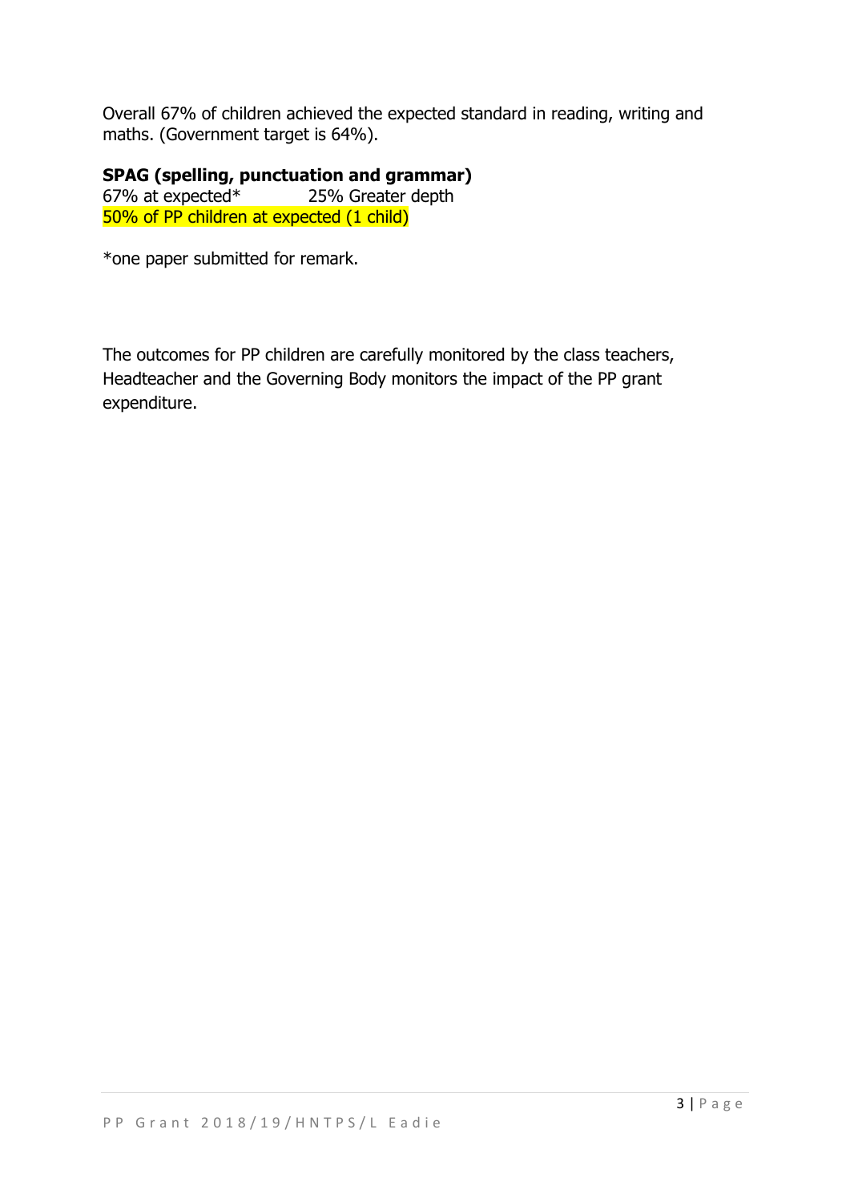Overall 67% of children achieved the expected standard in reading, writing and maths. (Government target is 64%).

**SPAG (spelling, punctuation and grammar)**
67% at expected*  25% Greater depth
50% of PP children at expected (1 child)

*one paper submitted for remark.

The outcomes for PP children are carefully monitored by the class teachers, Headteacher and the Governing Body monitors the impact of the PP grant expenditure.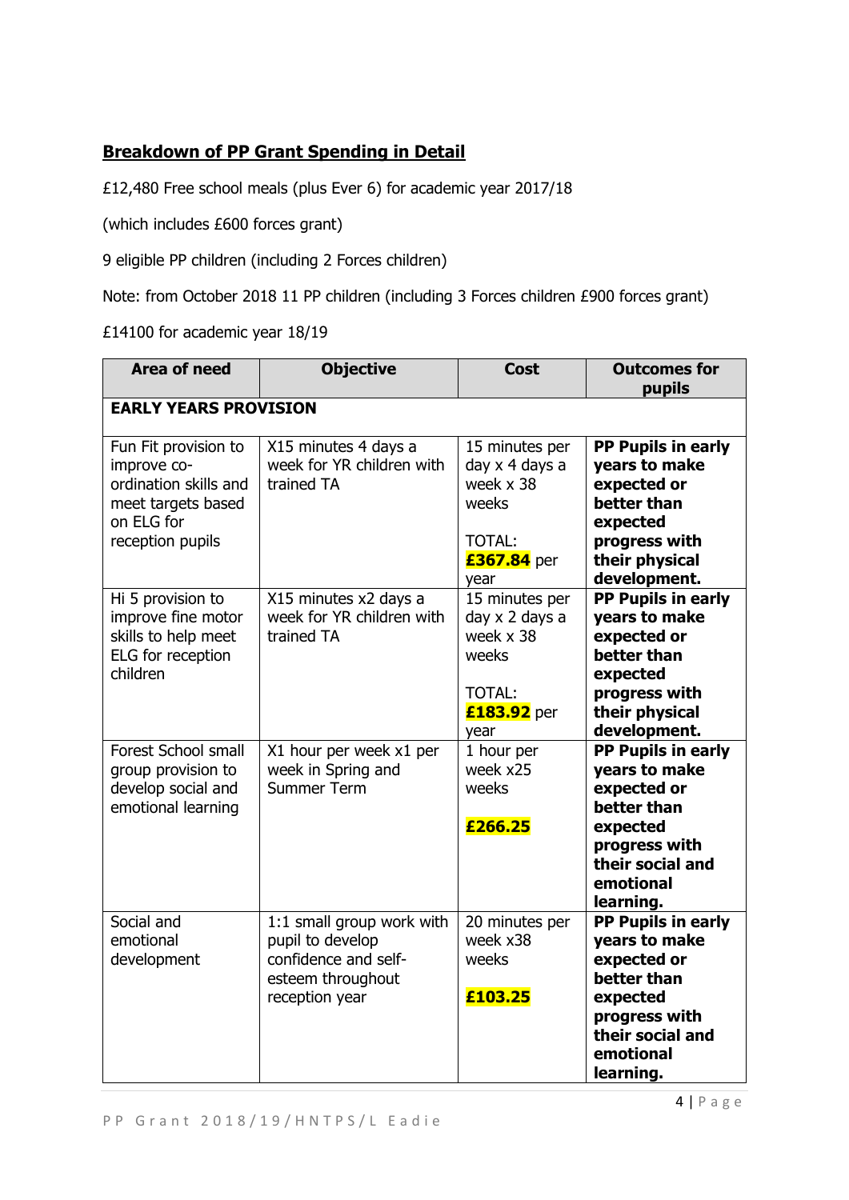## Breakdown of PP Grant Spending in Detail

£12,480 Free school meals (plus Ever 6) for academic year 2017/18

(which includes £600 forces grant)

9 eligible PP children (including 2 Forces children)

Note: from October 2018 11 PP children (including 3 Forces children £900 forces grant)

£14100 for academic year 18/19

| Area of need | Objective | Cost | Outcomes for pupils |
|---|---|---|---|
| **EARLY YEARS PROVISION** | | | |
| Fun Fit provision to improve co-ordination skills and meet targets based on ELG for reception pupils | X15 minutes 4 days a week for YR children with trained TA | 15 minutes per day x 4 days a week x 38 weeks<br><br>TOTAL: **£367.84** per year | **PP Pupils in early years to make expected or better than expected progress with their physical development.** |
| Hi 5 provision to improve fine motor skills to help meet ELG for reception children | X15 minutes x2 days a week for YR children with trained TA | 15 minutes per day x 2 days a week x 38 weeks<br><br>TOTAL: **£183.92** per year | **PP Pupils in early years to make expected or better than expected progress with their physical development.** |
| Forest School small group provision to develop social and emotional learning | X1 hour per week x1 per week in Spring and Summer Term | 1 hour per week x25 weeks<br><br>**£266.25** | **PP Pupils in early years to make expected or better than expected progress with their social and emotional learning.** |
| Social and emotional development | 1:1 small group work with pupil to develop confidence and self-esteem throughout reception year | 20 minutes per week x38 weeks<br><br>**£103.25** | **PP Pupils in early years to make expected or better than expected progress with their social and emotional learning.** |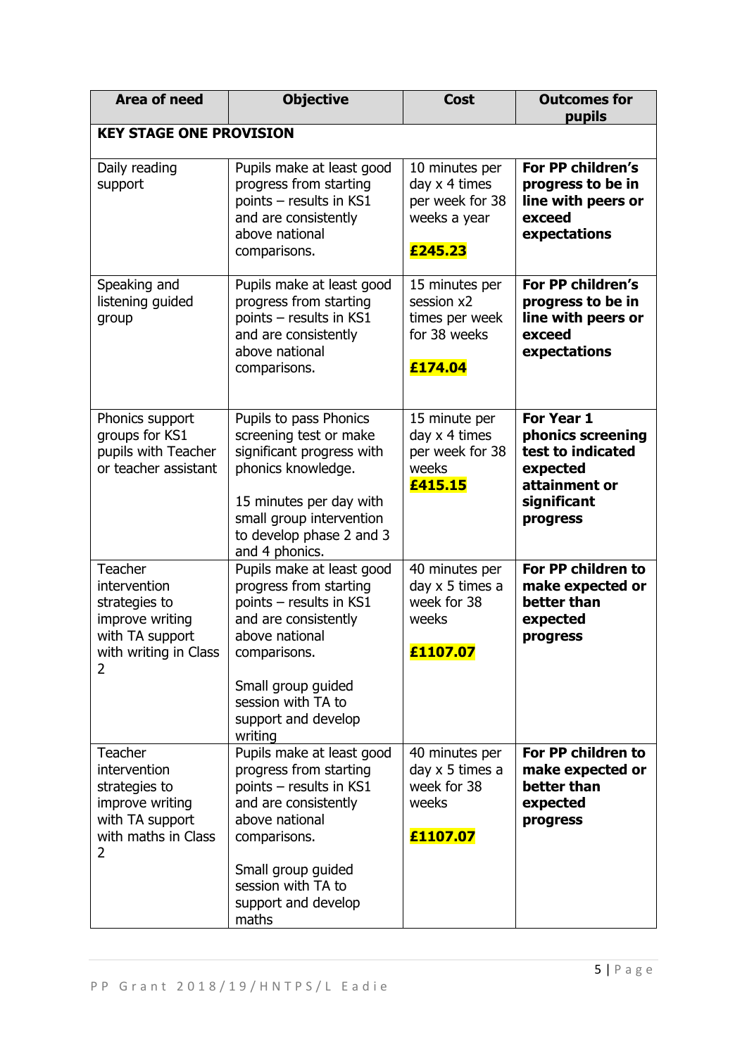| Area of need | Objective | Cost | Outcomes for pupils |
|---|---|---|---|
| **KEY STAGE ONE PROVISION** | | | |
| Daily reading support | Pupils make at least good progress from starting points – results in KS1 and are consistently above national comparisons. | 10 minutes per day x 4 times per week for 38 weeks a year<br><br>**£245.23** | **For PP children's progress to be in line with peers or exceed expectations** |
| Speaking and listening guided group | Pupils make at least good progress from starting points – results in KS1 and are consistently above national comparisons. | 15 minutes per session x2 times per week for 38 weeks<br><br>**£174.04** | **For PP children's progress to be in line with peers or exceed expectations** |
| Phonics support groups for KS1 pupils with Teacher or teacher assistant | Pupils to pass Phonics screening test or make significant progress with phonics knowledge.<br><br>15 minutes per day with small group intervention to develop phase 2 and 3 and 4 phonics. | 15 minute per day x 4 times per week for 38 weeks<br>**£415.15** | **For Year 1 phonics screening test to indicated expected attainment or significant progress** |
| Teacher intervention strategies to improve writing with TA support with writing in Class 2 | Pupils make at least good progress from starting points – results in KS1 and are consistently above national comparisons.<br><br>Small group guided session with TA to support and develop writing | 40 minutes per day x 5 times a week for 38 weeks<br><br>**£1107.07** | **For PP children to make expected or better than expected progress** |
| Teacher intervention strategies to improve writing with TA support with maths in Class 2 | Pupils make at least good progress from starting points – results in KS1 and are consistently above national comparisons.<br><br>Small group guided session with TA to support and develop maths | 40 minutes per day x 5 times a week for 38 weeks<br><br>**£1107.07** | **For PP children to make expected or better than expected progress** |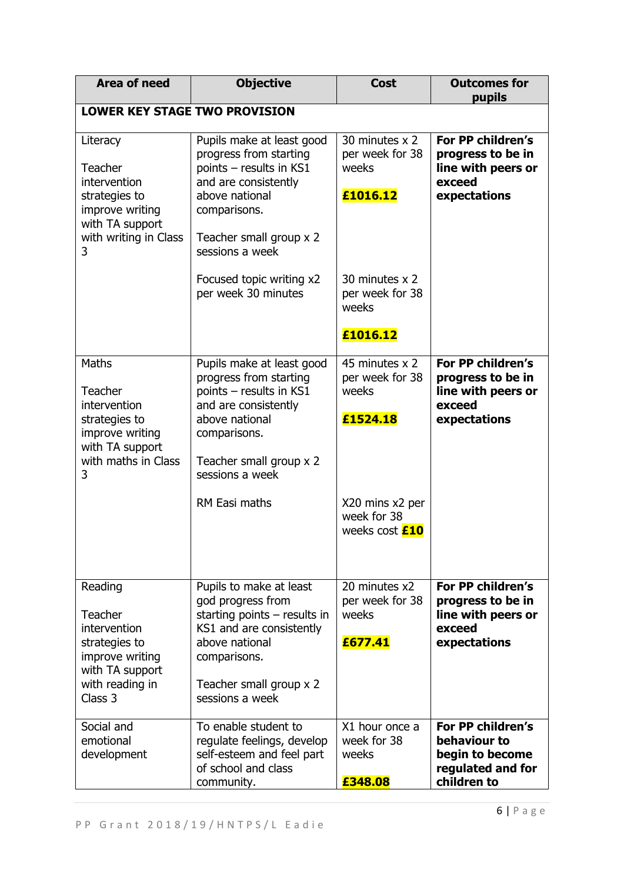| Area of need | Objective | Cost | Outcomes for pupils |
|---|---|---|---|
| **LOWER KEY STAGE TWO PROVISION** | | | |
| Literacy<br><br>Teacher intervention strategies to improve writing with TA support with writing in Class 3 | Pupils make at least good progress from starting points – results in KS1 and are consistently above national comparisons.<br><br>Teacher small group x 2 sessions a week<br><br>Focused topic writing x2 per week 30 minutes | 30 minutes x 2 per week for 38 weeks<br><br>**£1016.12**<br><br>30 minutes x 2 per week for 38 weeks<br><br>**£1016.12** | **For PP children's progress to be in line with peers or exceed expectations** |
| Maths<br><br>Teacher intervention strategies to improve writing with TA support with maths in Class 3 | Pupils make at least good progress from starting points – results in KS1 and are consistently above national comparisons.<br><br>Teacher small group x 2 sessions a week<br><br>RM Easi maths | 45 minutes x 2 per week for 38 weeks<br><br>**£1524.18**<br><br>X20 mins x2 per week for 38 weeks cost **£10** | **For PP children's progress to be in line with peers or exceed expectations** |
| Reading<br><br>Teacher intervention strategies to improve writing with TA support with reading in Class 3 | Pupils to make at least god progress from starting points – results in KS1 and are consistently above national comparisons.<br><br>Teacher small group x 2 sessions a week | 20 minutes x2 per week for 38 weeks<br><br>**£677.41** | **For PP children's progress to be in line with peers or exceed expectations** |
| Social and emotional development | To enable student to regulate feelings, develop self-esteem and feel part of school and class community. | X1 hour once a week for 38 weeks<br><br>**£348.08** | **For PP children's behaviour to begin to become regulated and for children to** |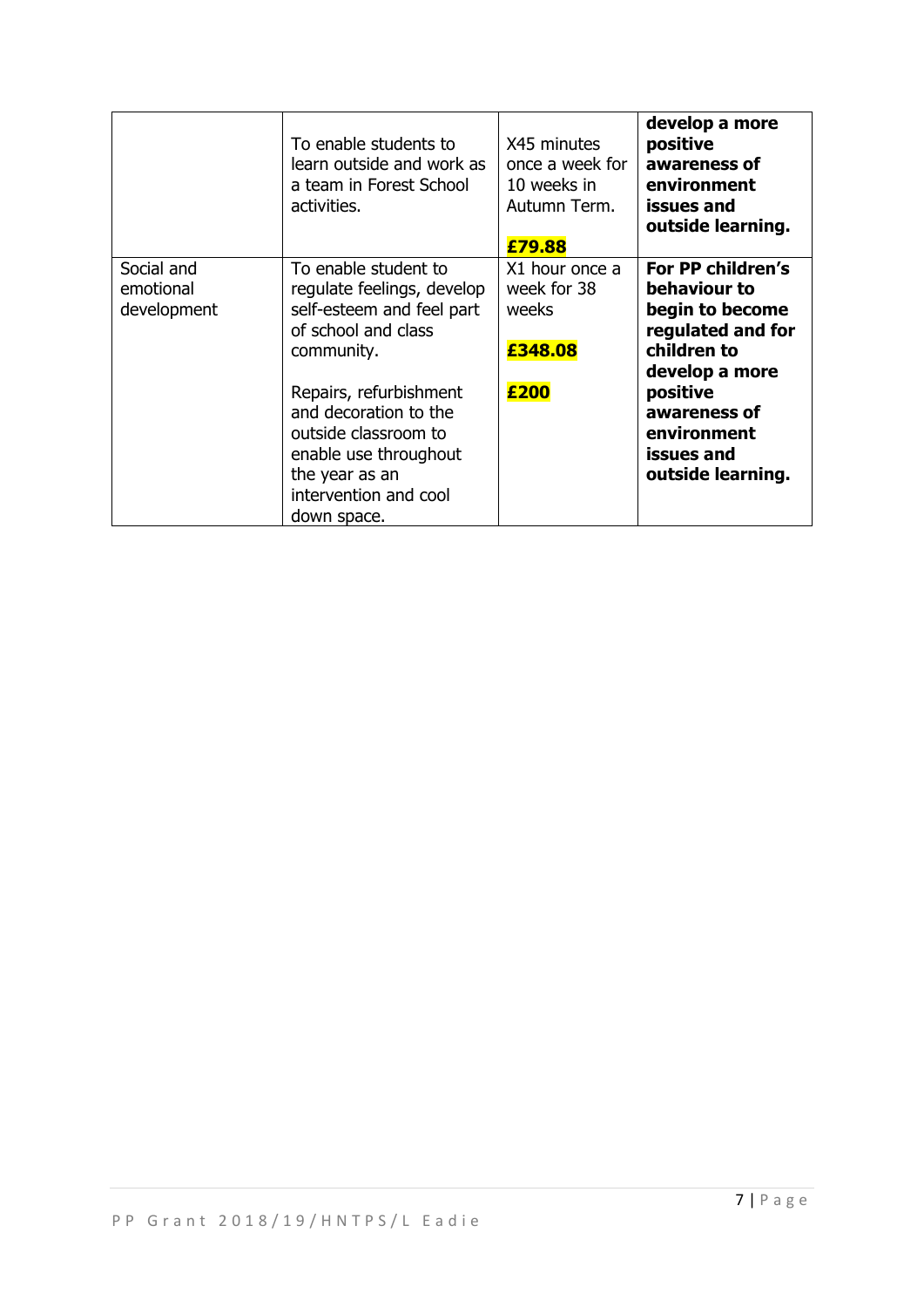| | | | |
|---|---|---|---|
| | To enable students to learn outside and work as a team in Forest School activities. | X45 minutes once a week for 10 weeks in Autumn Term.<br><br>**£79.88** | **develop a more positive awareness of environment issues and outside learning.** |
| Social and emotional development | To enable student to regulate feelings, develop self-esteem and feel part of school and class community.<br><br>Repairs, refurbishment and decoration to the outside classroom to enable use throughout the year as an intervention and cool down space. | X1 hour once a week for 38 weeks<br><br>**£348.08**<br><br>**£200** | **For PP children's behaviour to begin to become regulated and for children to develop a more positive awareness of environment issues and outside learning.** |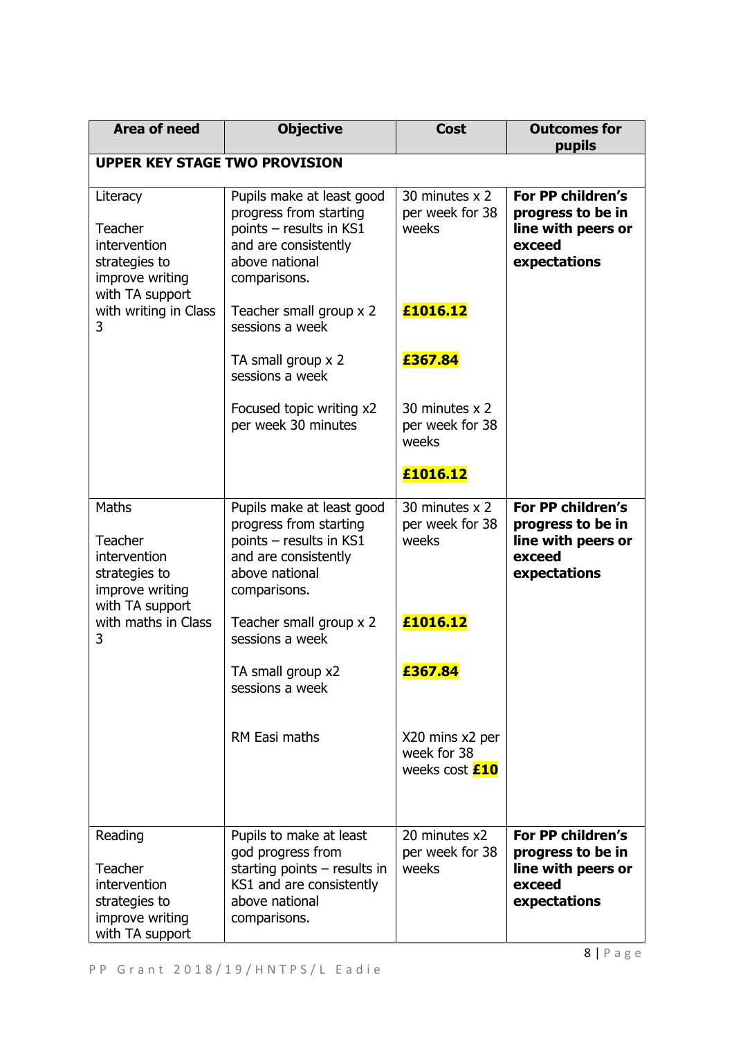| Area of need | Objective | Cost | Outcomes for pupils |
|---|---|---|---|
| **UPPER KEY STAGE TWO PROVISION** | | | |
| Literacy<br><br>Teacher intervention strategies to improve writing with TA support with writing in Class 3 | Pupils make at least good progress from starting points – results in KS1 and are consistently above national comparisons.<br><br>Teacher small group x 2 sessions a week<br><br>TA small group x 2 sessions a week<br><br>Focused topic writing x2 per week 30 minutes | 30 minutes x 2 per week for 38 weeks<br><br>**£1016.12**<br><br>**£367.84**<br><br>30 minutes x 2 per week for 38 weeks<br><br>**£1016.12** | **For PP children's progress to be in line with peers or exceed expectations** |
| Maths<br><br>Teacher intervention strategies to improve writing with TA support with maths in Class 3 | Pupils make at least good progress from starting points – results in KS1 and are consistently above national comparisons.<br><br>Teacher small group x 2 sessions a week<br><br>TA small group x2 sessions a week<br><br>RM Easi maths | 30 minutes x 2 per week for 38 weeks<br><br>**£1016.12**<br><br>**£367.84**<br><br>X20 mins x2 per week for 38 weeks cost **£10** | **For PP children's progress to be in line with peers or exceed expectations** |
| Reading<br><br>Teacher intervention strategies to improve writing with TA support | Pupils to make at least god progress from starting points – results in KS1 and are consistently above national comparisons. | 20 minutes x2 per week for 38 weeks | **For PP children's progress to be in line with peers or exceed expectations** |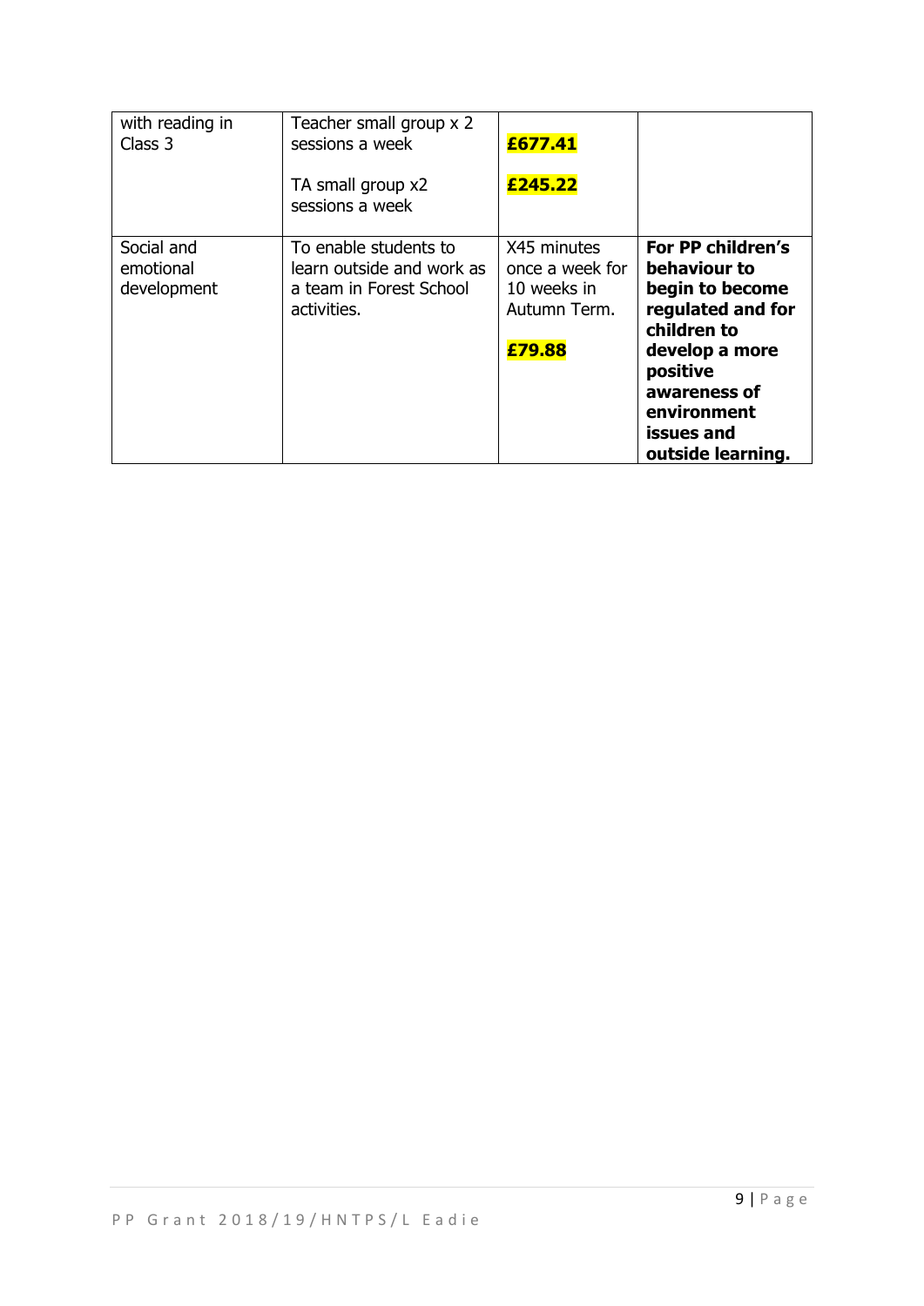| | | | |
|---|---|---|---|
| with reading in Class 3 | Teacher small group x 2 sessions a week<br><br>TA small group x2 sessions a week | **£677.41**<br><br>**£245.22** | |
| Social and emotional development | To enable students to learn outside and work as a team in Forest School activities. | X45 minutes once a week for 10 weeks in Autumn Term.<br><br>**£79.88** | **For PP children's behaviour to begin to become regulated and for children to develop a more positive awareness of environment issues and outside learning.** |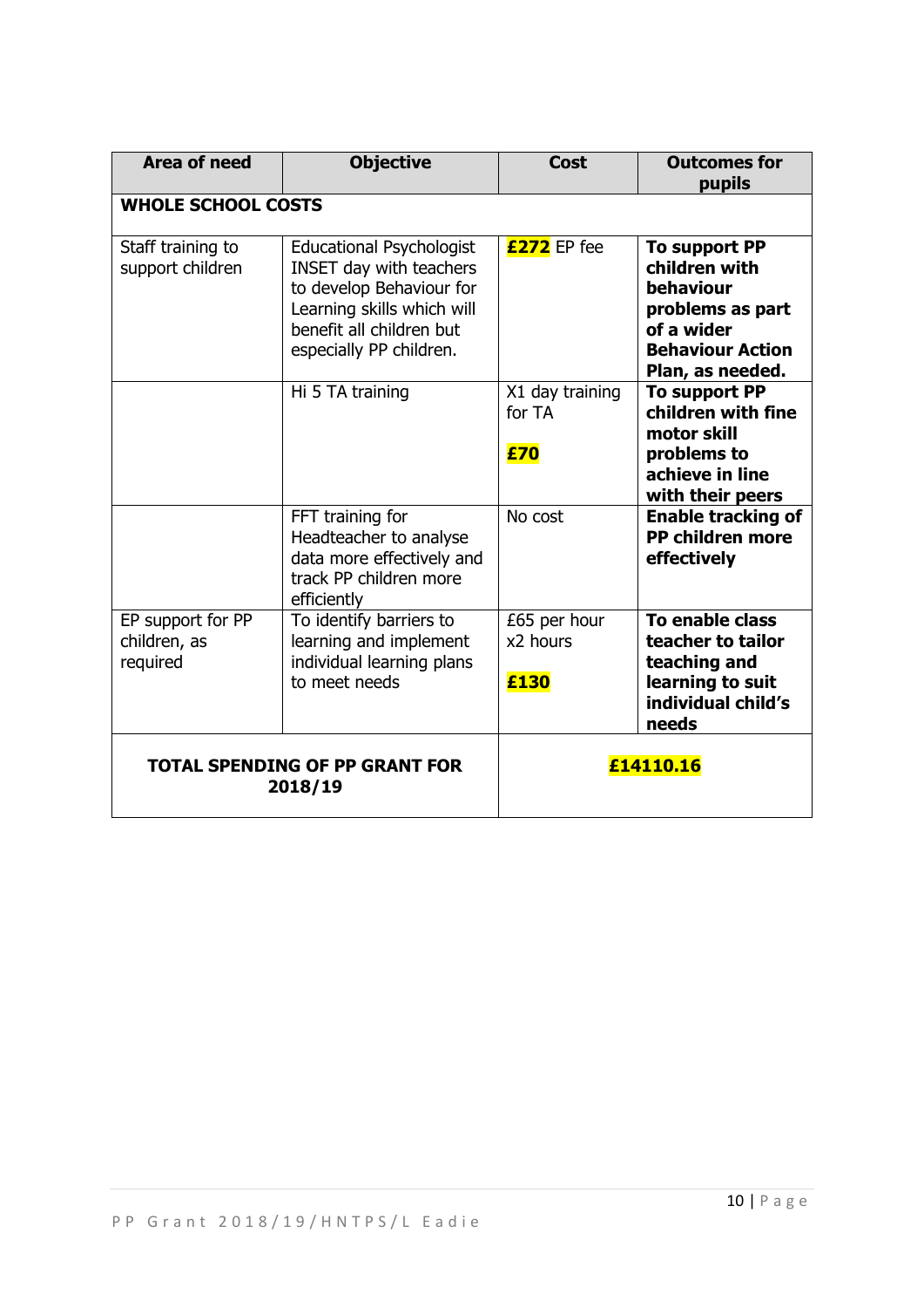| Area of need | Objective | Cost | Outcomes for pupils |
|---|---|---|---|
| **WHOLE SCHOOL COSTS** | | | |
| Staff training to support children | Educational Psychologist INSET day with teachers to develop Behaviour for Learning skills which will benefit all children but especially PP children. | **£272** EP fee | **To support PP children with behaviour problems as part of a wider Behaviour Action Plan, as needed.** |
| | Hi 5 TA training | X1 day training for TA **£70** | **To support PP children with fine motor skill problems to achieve in line with their peers** |
| | FFT training for Headteacher to analyse data more effectively and track PP children more efficiently | No cost | **Enable tracking of PP children more effectively** |
| EP support for PP children, as required | To identify barriers to learning and implement individual learning plans to meet needs | £65 per hour x2 hours **£130** | **To enable class teacher to tailor teaching and learning to suit individual child's needs** |
| **TOTAL SPENDING OF PP GRANT FOR 2018/19** | | **£14110.16** | |